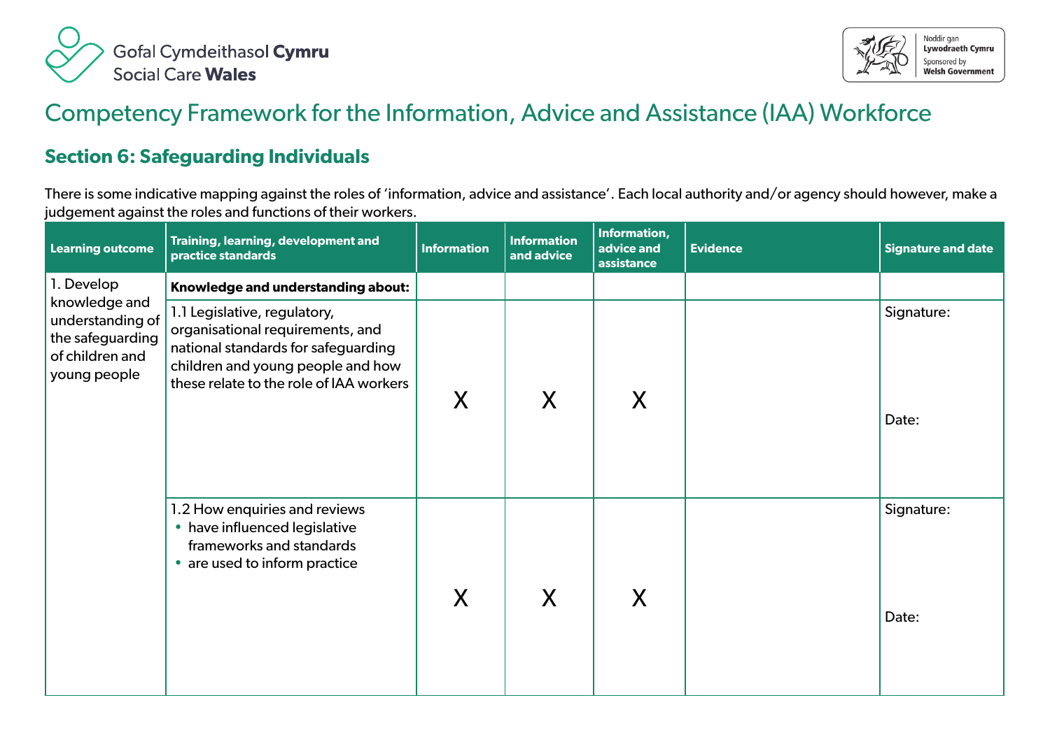Gofal Cymdeithasol **Cymru**
Social Care **Wales**

Noddir gan **Lywodraeth Cymru**
Sponsored by **Welsh Government**

# Competency Framework for the Information, Advice and Assistance (IAA) Workforce

## Section 6: Safeguarding Individuals

There is some indicative mapping against the roles of 'information, advice and assistance'. Each local authority and/or agency should however, make a judgement against the roles and functions of their workers.

| Learning outcome | Training, learning, development and practice standards | Information | Information and advice | Information, advice and assistance | Evidence | Signature and date |
|---|---|---|---|---|---|---|
| 1. Develop knowledge and understanding of the safeguarding of children and young people | **Knowledge and understanding about:** | | | | | |
| | 1.1 Legislative, regulatory, organisational requirements, and national standards for safeguarding children and young people and how these relate to the role of IAA workers | X | X | X | | Signature:<br><br>Date: |
| | 1.2 How enquiries and reviews<br>• have influenced legislative frameworks and standards<br>• are used to inform practice | X | X | X | | Signature:<br><br>Date: |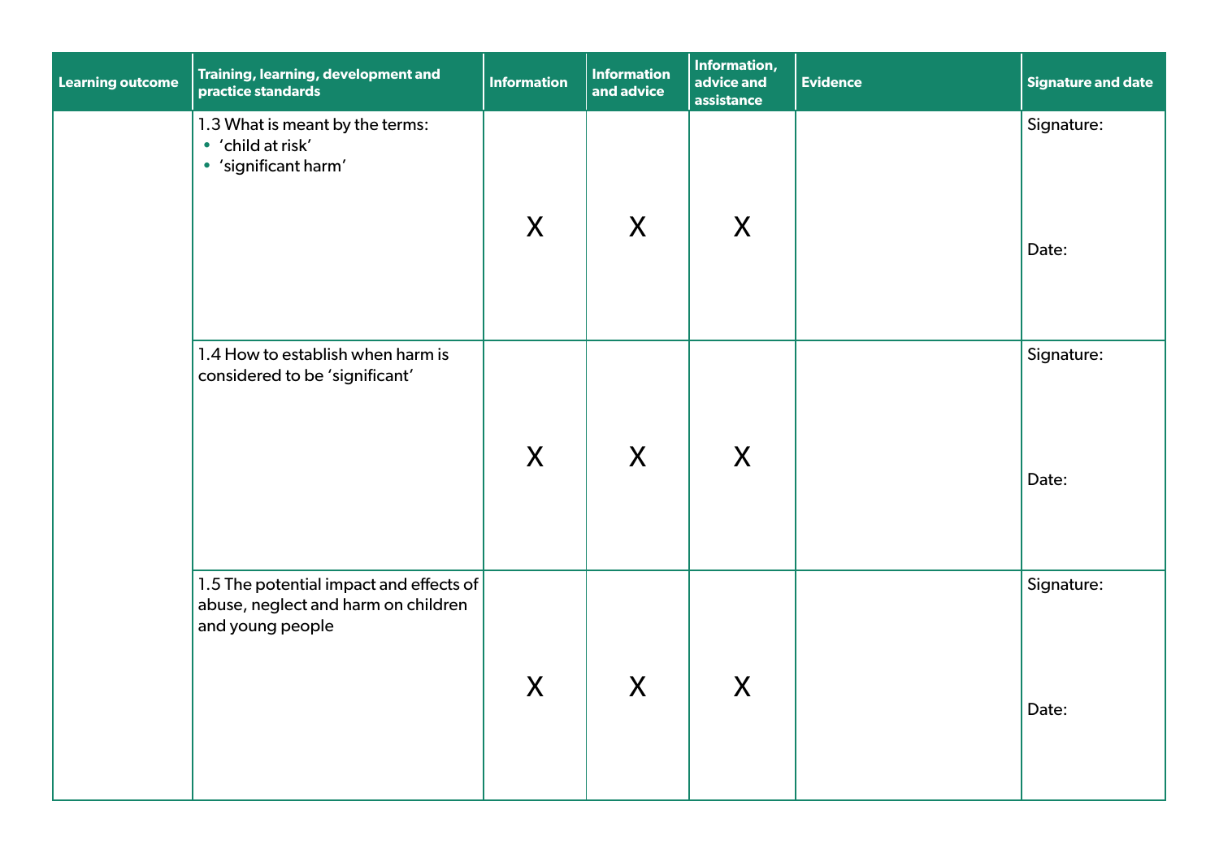| Learning outcome | Training, learning, development and practice standards | Information | Information and advice | Information, advice and assistance | Evidence | Signature and date |
|---|---|---|---|---|---|---|
| | 1.3 What is meant by the terms:<br>• 'child at risk'<br>• 'significant harm' | X | X | X | | Signature:<br><br>Date: |
| | 1.4 How to establish when harm is considered to be 'significant' | X | X | X | | Signature:<br><br>Date: |
| | 1.5 The potential impact and effects of abuse, neglect and harm on children and young people | X | X | X | | Signature:<br><br>Date: |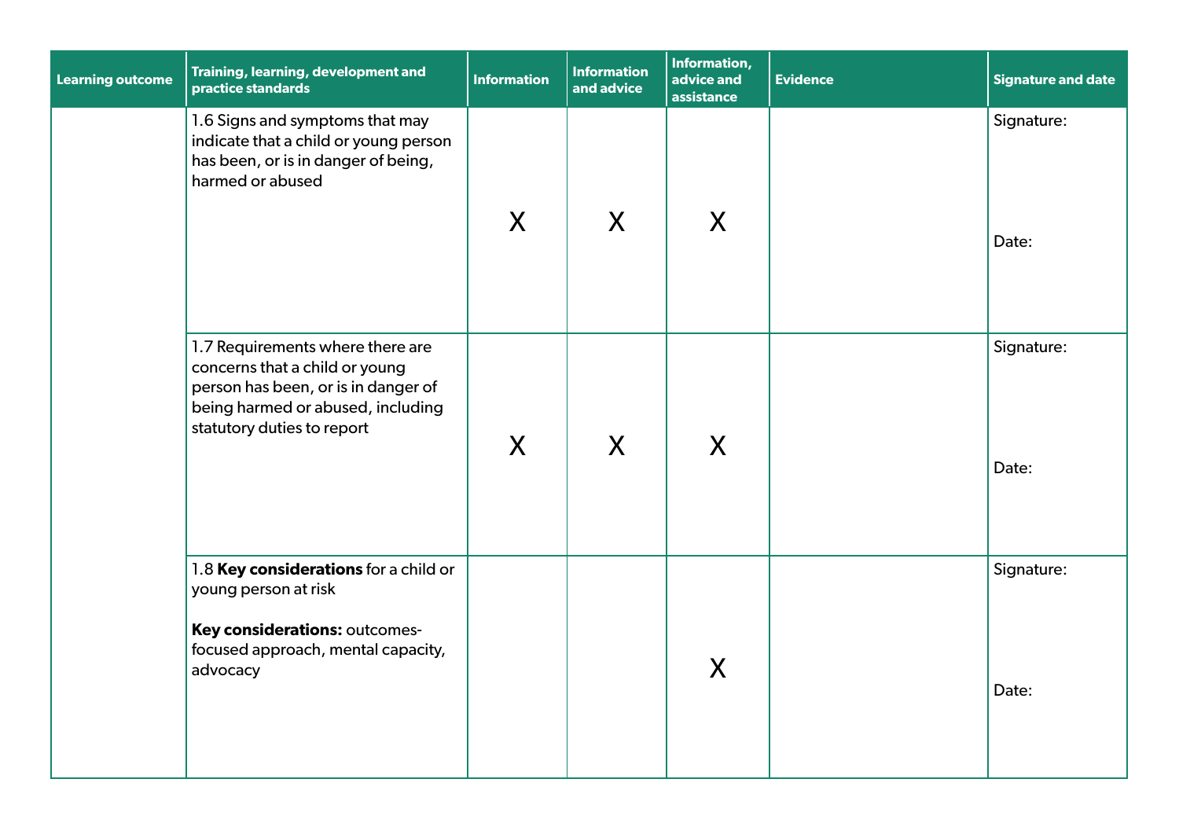| Learning outcome | Training, learning, development and practice standards | Information | Information and advice | Information, advice and assistance | Evidence | Signature and date |
|---|---|---|---|---|---|---|
| | 1.6 Signs and symptoms that may indicate that a child or young person has been, or is in danger of being, harmed or abused | X | X | X | | Signature:<br><br>Date: |
| | 1.7 Requirements where there are concerns that a child or young person has been, or is in danger of being harmed or abused, including statutory duties to report | X | X | X | | Signature:<br><br>Date: |
| | 1.8 **Key considerations** for a child or young person at risk<br><br>**Key considerations:** outcomes-focused approach, mental capacity, advocacy | | | X | | Signature:<br><br>Date: |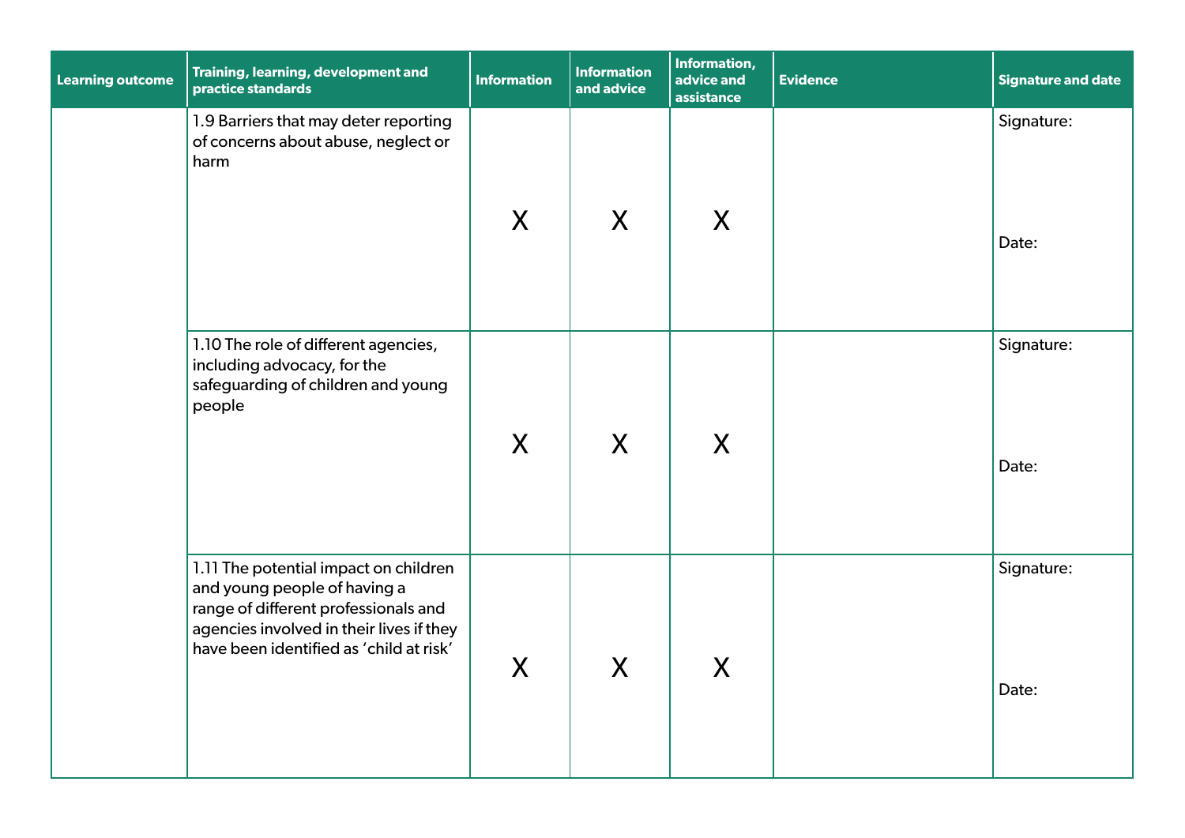| Learning outcome | Training, learning, development and practice standards | Information | Information and advice | Information, advice and assistance | Evidence | Signature and date |
| --- | --- | --- | --- | --- | --- | --- |
| | 1.9 Barriers that may deter reporting of concerns about abuse, neglect or harm | X | X | X | | Signature: Date: |
| | 1.10 The role of different agencies, including advocacy, for the safeguarding of children and young people | X | X | X | | Signature: Date: |
| | 1.11 The potential impact on children and young people of having a range of different professionals and agencies involved in their lives if they have been identified as 'child at risk' | X | X | X | | Signature: Date: |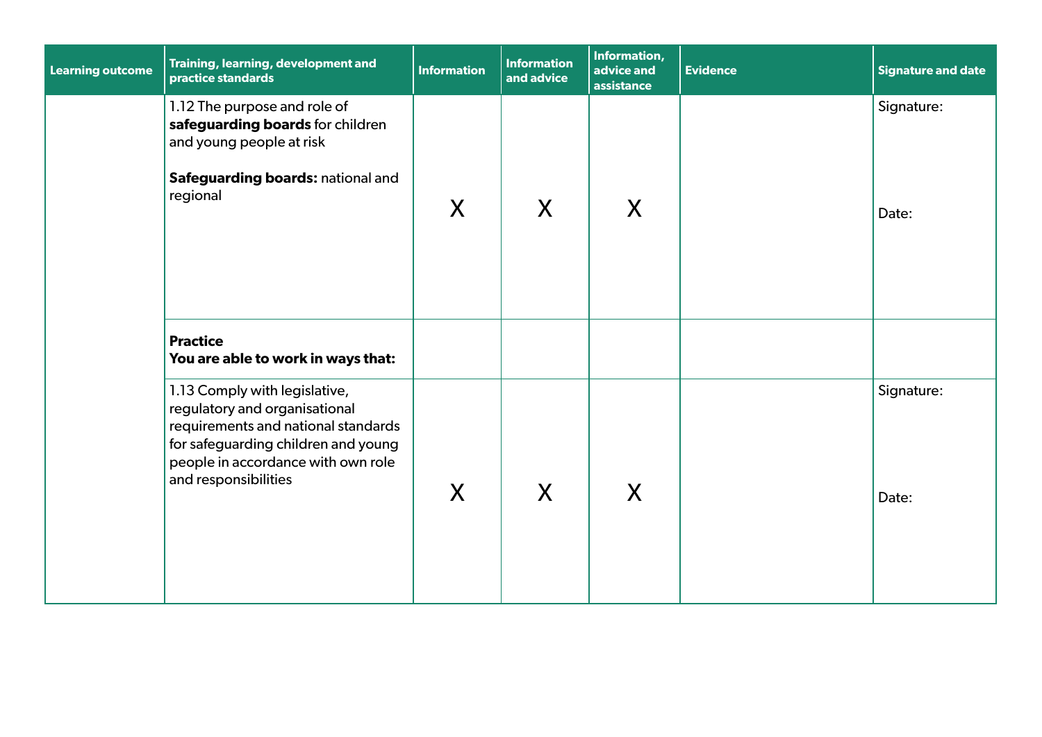| Learning outcome | Training, learning, development and practice standards | Information | Information and advice | Information, advice and assistance | Evidence | Signature and date |
|---|---|---|---|---|---|---|
| | 1.12 The purpose and role of **safeguarding boards** for children and young people at risk<br><br>**Safeguarding boards:** national and regional | X | X | X | | Signature:<br><br>Date: |
| | **Practice**<br>**You are able to work in ways that:** | | | | | |
| | 1.13 Comply with legislative, regulatory and organisational requirements and national standards for safeguarding children and young people in accordance with own role and responsibilities | X | X | X | | Signature:<br><br>Date: |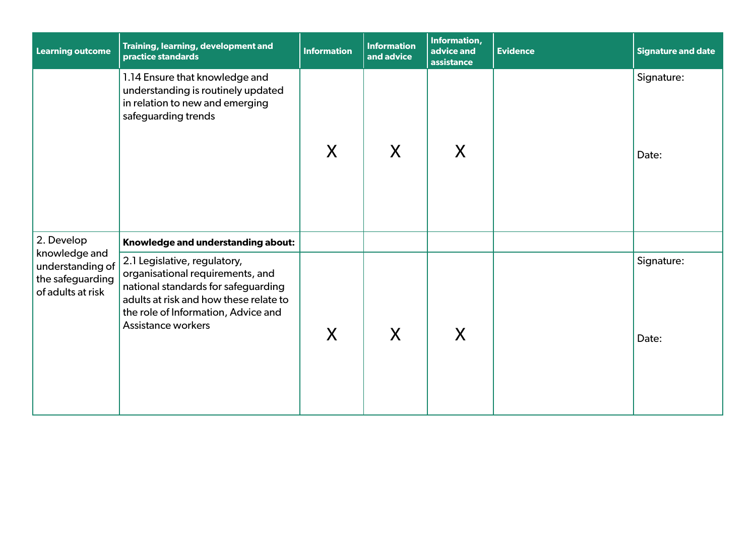| Learning outcome | Training, learning, development and practice standards | Information | Information and advice | Information, advice and assistance | Evidence | Signature and date |
|---|---|---|---|---|---|---|
| | 1.14 Ensure that knowledge and understanding is routinely updated in relation to new and emerging safeguarding trends | X | X | X | | Signature:<br><br>Date: |
| 2. Develop knowledge and understanding of the safeguarding of adults at risk | **Knowledge and understanding about:** | | | | | |
| | 2.1 Legislative, regulatory, organisational requirements, and national standards for safeguarding adults at risk and how these relate to the role of Information, Advice and Assistance workers | X | X | X | | Signature:<br><br>Date: |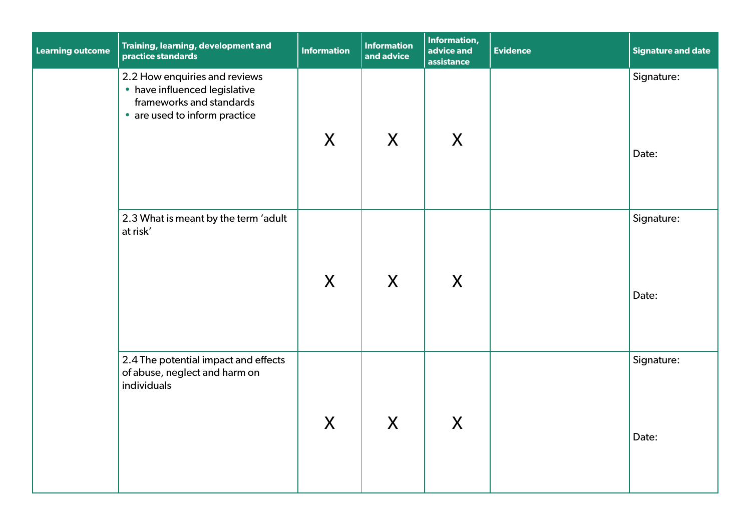| Learning outcome | Training, learning, development and practice standards | Information | Information and advice | Information, advice and assistance | Evidence | Signature and date |
|---|---|---|---|---|---|---|
| | 2.2 How enquiries and reviews<br>• have influenced legislative frameworks and standards<br>• are used to inform practice | X | X | X | | Signature:<br><br>Date: |
| | 2.3 What is meant by the term 'adult at risk' | X | X | X | | Signature:<br><br>Date: |
| | 2.4 The potential impact and effects of abuse, neglect and harm on individuals | X | X | X | | Signature:<br><br>Date: |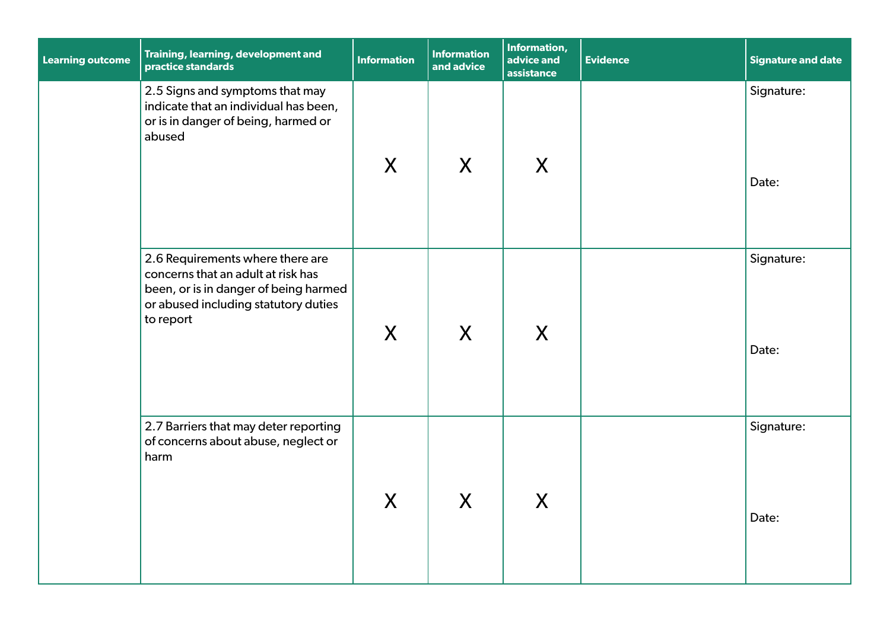| Learning outcome | Training, learning, development and practice standards | Information | Information and advice | Information, advice and assistance | Evidence | Signature and date |
|---|---|---|---|---|---|---|
| | 2.5 Signs and symptoms that may indicate that an individual has been, or is in danger of being, harmed or abused | X | X | X | | Signature:<br><br>Date: |
| | 2.6 Requirements where there are concerns that an adult at risk has been, or is in danger of being harmed or abused including statutory duties to report | X | X | X | | Signature:<br><br>Date: |
| | 2.7 Barriers that may deter reporting of concerns about abuse, neglect or harm | X | X | X | | Signature:<br><br>Date: |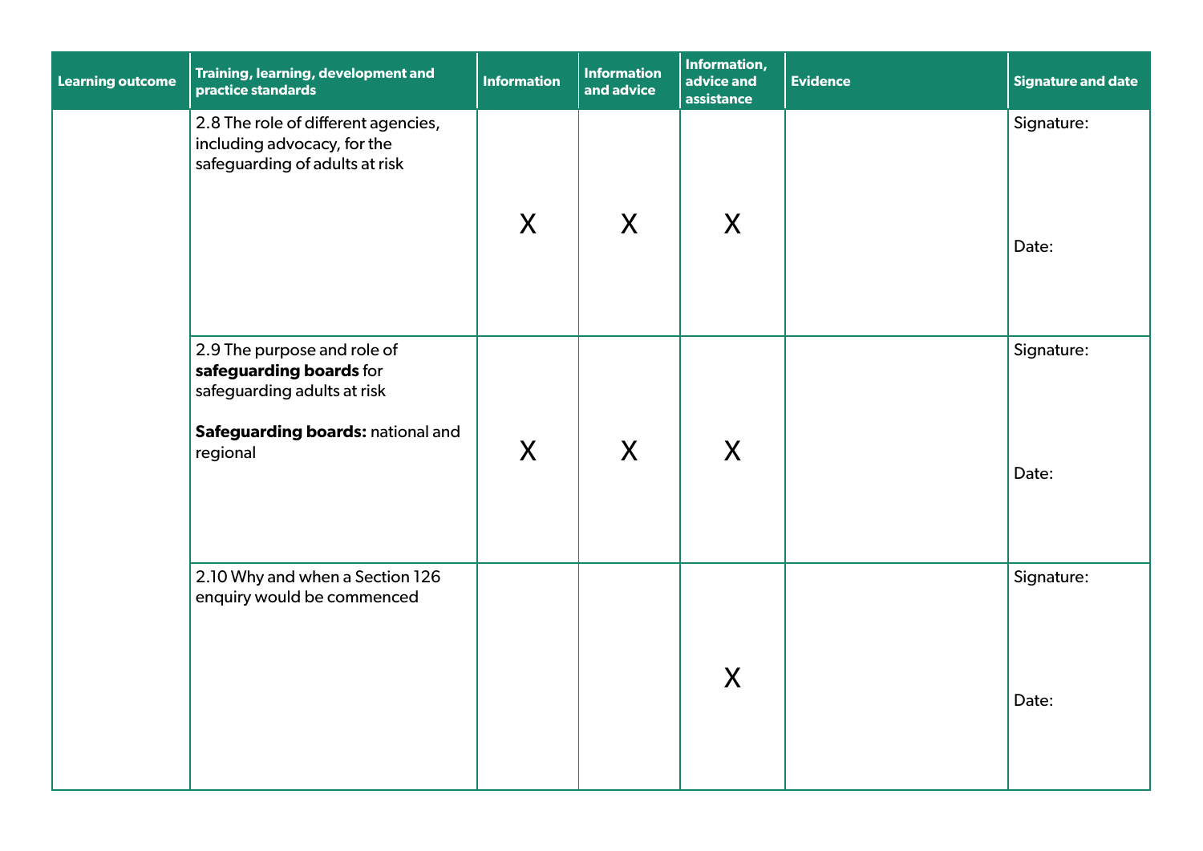| Learning outcome | Training, learning, development and practice standards | Information | Information and advice | Information, advice and assistance | Evidence | Signature and date |
|---|---|---|---|---|---|---|
| | 2.8 The role of different agencies, including advocacy, for the safeguarding of adults at risk | X | X | X | | Signature: Date: |
| | 2.9 The purpose and role of **safeguarding boards** for safeguarding adults at risk **Safeguarding boards:** national and regional | X | X | X | | Signature: Date: |
| | 2.10 Why and when a Section 126 enquiry would be commenced | | | X | | Signature: Date: |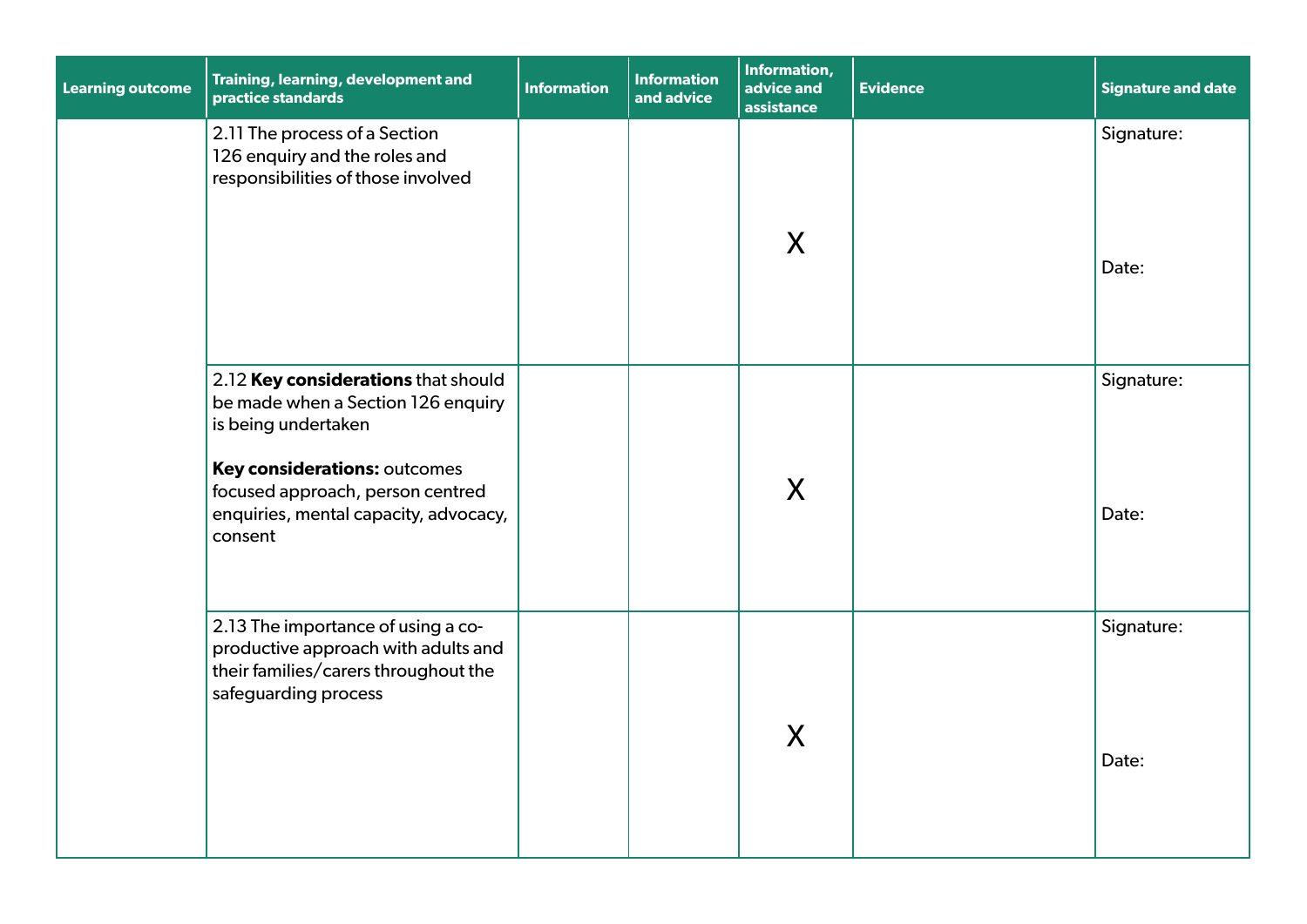| Learning outcome | Training, learning, development and practice standards | Information | Information and advice | Information, advice and assistance | Evidence | Signature and date |
|---|---|---|---|---|---|---|
| | 2.11 The process of a Section 126 enquiry and the roles and responsibilities of those involved | | | X | | Signature:<br><br>Date: |
| | 2.12 **Key considerations** that should be made when a Section 126 enquiry is being undertaken<br><br>**Key considerations:** outcomes focused approach, person centred enquiries, mental capacity, advocacy, consent | | | X | | Signature:<br><br>Date: |
| | 2.13 The importance of using a co-productive approach with adults and their families/carers throughout the safeguarding process | | | X | | Signature:<br><br>Date: |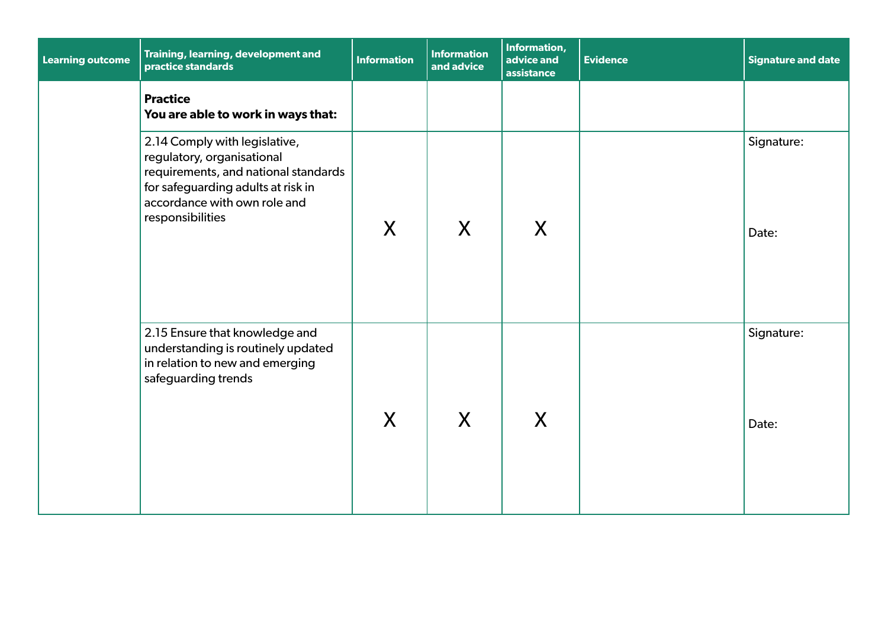| Learning outcome | Training, learning, development and practice standards | Information | Information and advice | Information, advice and assistance | Evidence | Signature and date |
|---|---|---|---|---|---|---|
| | **Practice**<br>**You are able to work in ways that:** | | | | | |
| | 2.14 Comply with legislative, regulatory, organisational requirements, and national standards for safeguarding adults at risk in accordance with own role and responsibilities | X | X | X | | Signature:<br><br>Date: |
| | 2.15 Ensure that knowledge and understanding is routinely updated in relation to new and emerging safeguarding trends | X | X | X | | Signature:<br><br>Date: |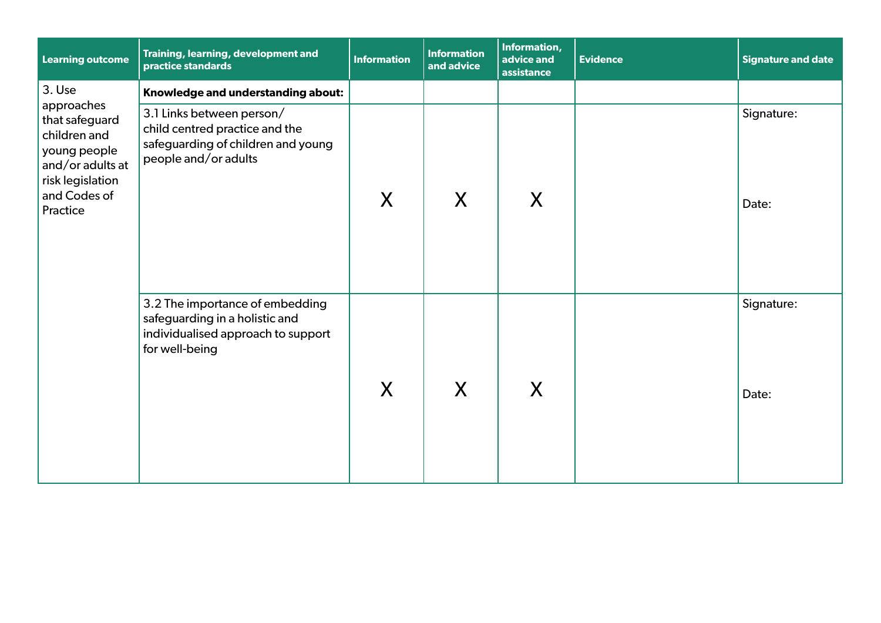| Learning outcome | Training, learning, development and practice standards | Information | Information and advice | Information, advice and assistance | Evidence | Signature and date |
|---|---|---|---|---|---|---|
| 3. Use approaches that safeguard children and young people and/or adults at risk legislation and Codes of Practice | **Knowledge and understanding about:** | | | | | |
| | 3.1 Links between person/ child centred practice and the safeguarding of children and young people and/or adults | X | X | X | | Signature: <br><br> Date: |
| | 3.2 The importance of embedding safeguarding in a holistic and individualised approach to support for well-being | X | X | X | | Signature: <br><br> Date: |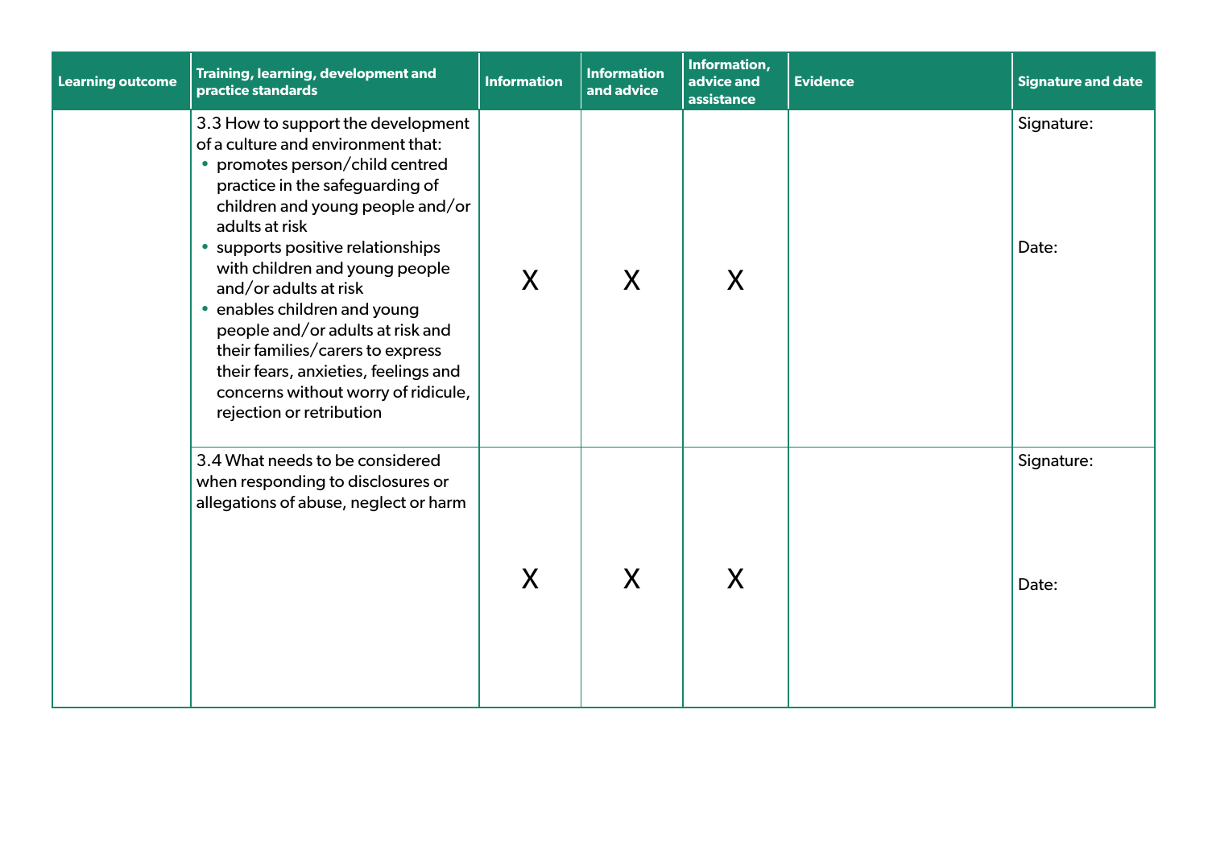| Learning outcome | Training, learning, development and practice standards | Information | Information and advice | Information, advice and assistance | Evidence | Signature and date |
|---|---|---|---|---|---|---|
| | 3.3 How to support the development of a culture and environment that:<br>• promotes person/child centred practice in the safeguarding of children and young people and/or adults at risk<br>• supports positive relationships with children and young people and/or adults at risk<br>• enables children and young people and/or adults at risk and their families/carers to express their fears, anxieties, feelings and concerns without worry of ridicule, rejection or retribution | X | X | X | | Signature:<br><br>Date: |
| | 3.4 What needs to be considered when responding to disclosures or allegations of abuse, neglect or harm | X | X | X | | Signature:<br><br>Date: |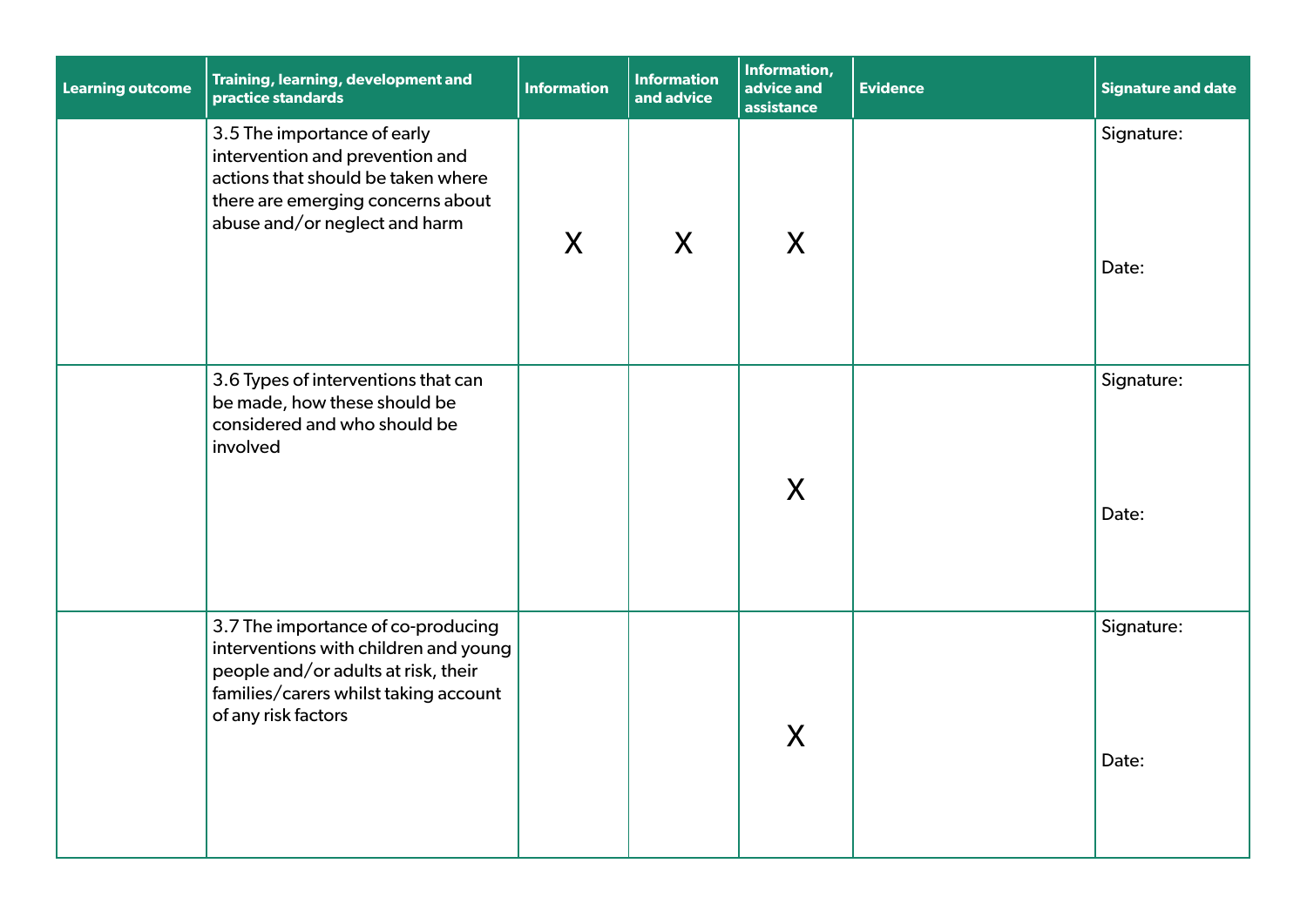| Learning outcome | Training, learning, development and practice standards | Information | Information and advice | Information, advice and assistance | Evidence | Signature and date |
|---|---|---|---|---|---|---|
| | 3.5 The importance of early intervention and prevention and actions that should be taken where there are emerging concerns about abuse and/or neglect and harm | X | X | X | | Signature:<br><br>Date: |
| | 3.6 Types of interventions that can be made, how these should be considered and who should be involved | | | X | | Signature:<br><br>Date: |
| | 3.7 The importance of co-producing interventions with children and young people and/or adults at risk, their families/carers whilst taking account of any risk factors | | | X | | Signature:<br><br>Date: |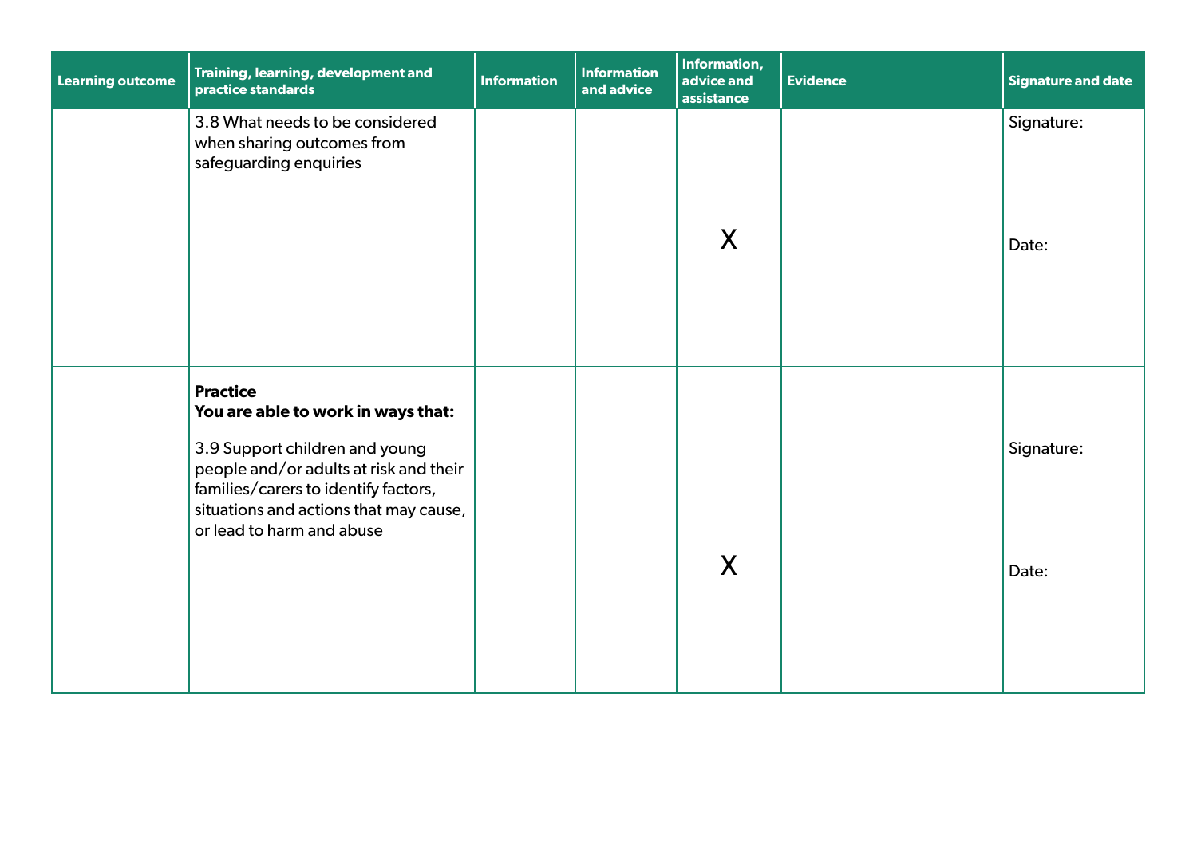| Learning outcome | Training, learning, development and practice standards | Information | Information and advice | Information, advice and assistance | Evidence | Signature and date |
|---|---|---|---|---|---|---|
| | 3.8 What needs to be considered when sharing outcomes from safeguarding enquiries | | | X | | Signature: <br><br> Date: |
| | **Practice** <br> **You are able to work in ways that:** | | | | | |
| | 3.9 Support children and young people and/or adults at risk and their families/carers to identify factors, situations and actions that may cause, or lead to harm and abuse | | | X | | Signature: <br><br> Date: |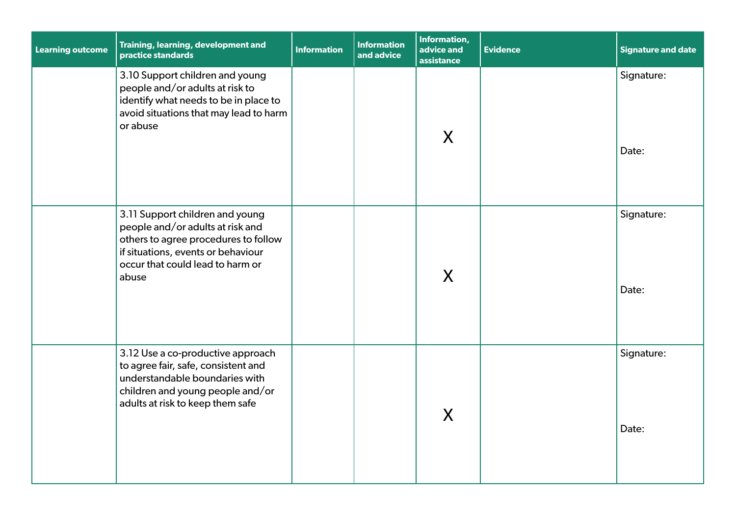| Learning outcome | Training, learning, development and practice standards | Information | Information and advice | Information, advice and assistance | Evidence | Signature and date |
|---|---|---|---|---|---|---|
| | 3.10 Support children and young people and/or adults at risk to identify what needs to be in place to avoid situations that may lead to harm or abuse | | | X | | Signature: Date: |
| | 3.11 Support children and young people and/or adults at risk and others to agree procedures to follow if situations, events or behaviour occur that could lead to harm or abuse | | | X | | Signature: Date: |
| | 3.12 Use a co-productive approach to agree fair, safe, consistent and understandable boundaries with children and young people and/or adults at risk to keep them safe | | | X | | Signature: Date: |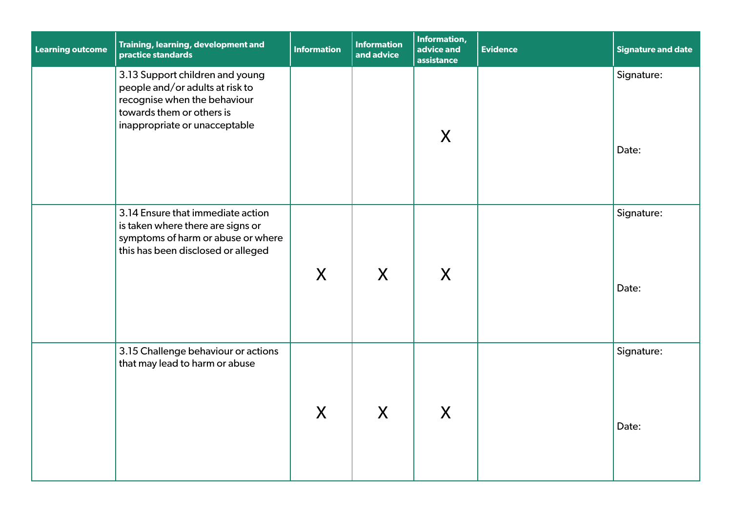| Learning outcome | Training, learning, development and practice standards | Information | Information and advice | Information, advice and assistance | Evidence | Signature and date |
|---|---|---|---|---|---|---|
| | 3.13 Support children and young people and/or adults at risk to recognise when the behaviour towards them or others is inappropriate or unacceptable | | | X | | Signature: Date: |
| | 3.14 Ensure that immediate action is taken where there are signs or symptoms of harm or abuse or where this has been disclosed or alleged | X | X | X | | Signature: Date: |
| | 3.15 Challenge behaviour or actions that may lead to harm or abuse | X | X | X | | Signature: Date: |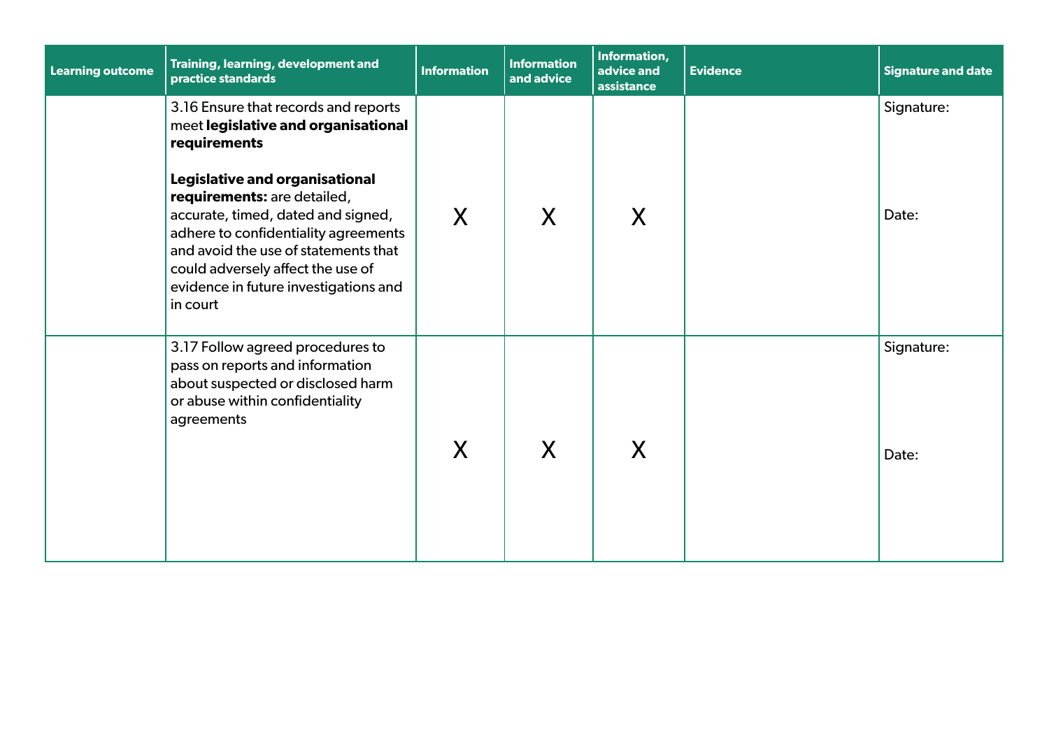| Learning outcome | Training, learning, development and practice standards | Information | Information and advice | Information, advice and assistance | Evidence | Signature and date |
|---|---|---|---|---|---|---|
| | 3.16 Ensure that records and reports meet **legislative and organisational requirements**<br><br>**Legislative and organisational requirements:** are detailed, accurate, timed, dated and signed, adhere to confidentiality agreements and avoid the use of statements that could adversely affect the use of evidence in future investigations and in court | X | X | X | | Signature:<br><br>Date: |
| | 3.17 Follow agreed procedures to pass on reports and information about suspected or disclosed harm or abuse within confidentiality agreements | X | X | X | | Signature:<br><br>Date: |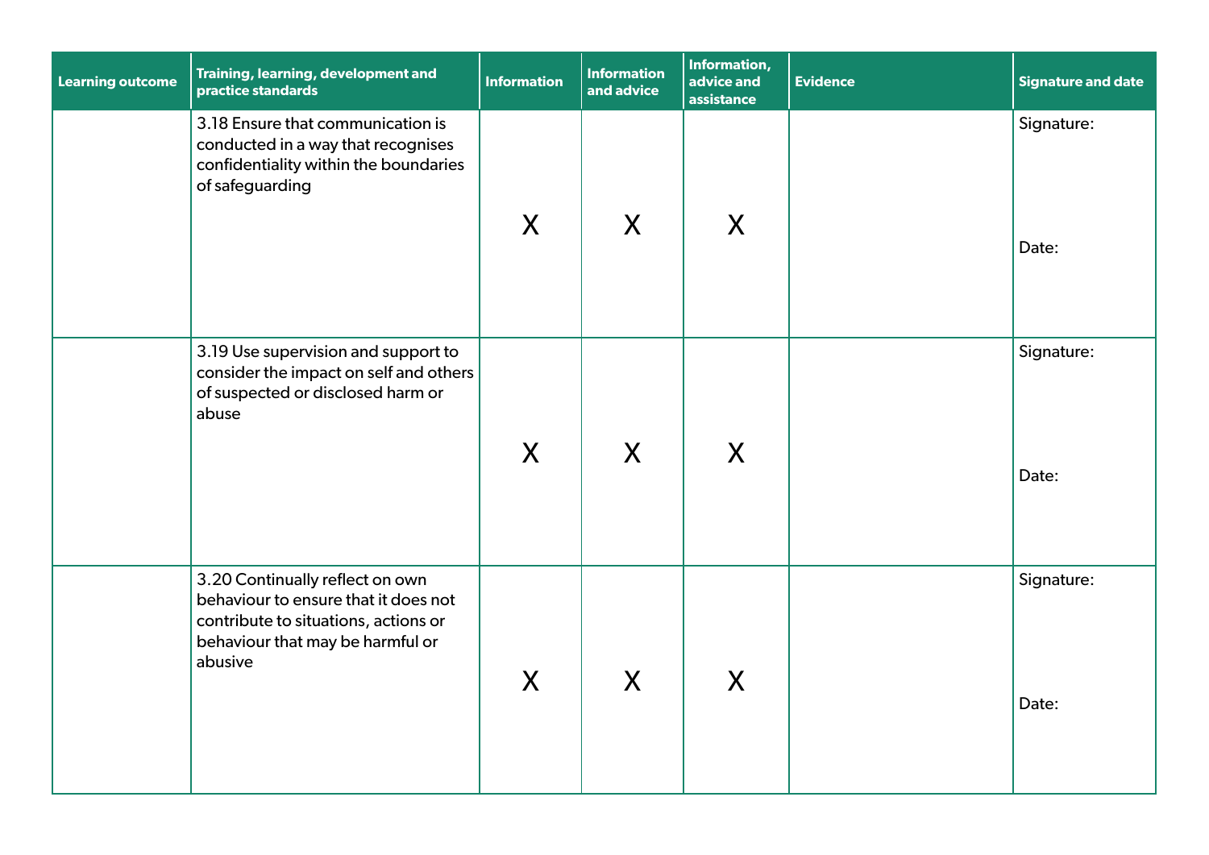| Learning outcome | Training, learning, development and practice standards | Information | Information and advice | Information, advice and assistance | Evidence | Signature and date |
|---|---|---|---|---|---|---|
| | 3.18 Ensure that communication is conducted in a way that recognises confidentiality within the boundaries of safeguarding | X | X | X | | Signature:<br><br>Date: |
| | 3.19 Use supervision and support to consider the impact on self and others of suspected or disclosed harm or abuse | X | X | X | | Signature:<br><br>Date: |
| | 3.20 Continually reflect on own behaviour to ensure that it does not contribute to situations, actions or behaviour that may be harmful or abusive | X | X | X | | Signature:<br><br>Date: |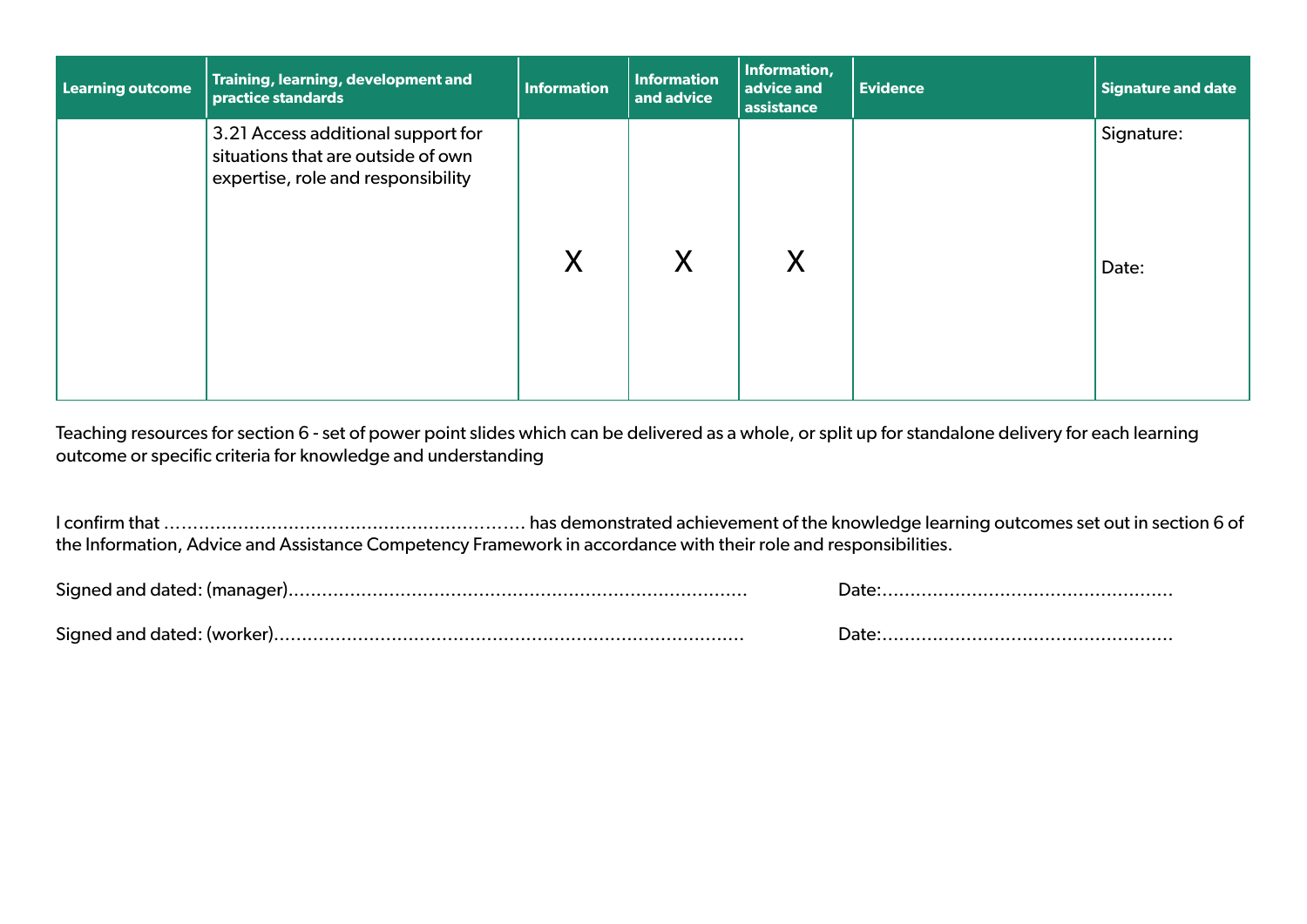| Learning outcome | Training, learning, development and practice standards | Information | Information and advice | Information, advice and assistance | Evidence | Signature and date |
|---|---|---|---|---|---|---|
| | 3.21 Access additional support for situations that are outside of own expertise, role and responsibility | X | X | X | | Signature:<br><br>Date: |

Teaching resources for section 6 - set of power point slides which can be delivered as a whole, or split up for standalone delivery for each learning outcome or specific criteria for knowledge and understanding

I confirm that ……………………………………………………… has demonstrated achievement of the knowledge learning outcomes set out in section 6 of the Information, Advice and Assistance Competency Framework in accordance with their role and responsibilities.

Signed and dated: (manager)……………………………………………………………………… Date:……………………………………………

Signed and dated: (worker)………………………………………………………………………… Date:……………………………………………